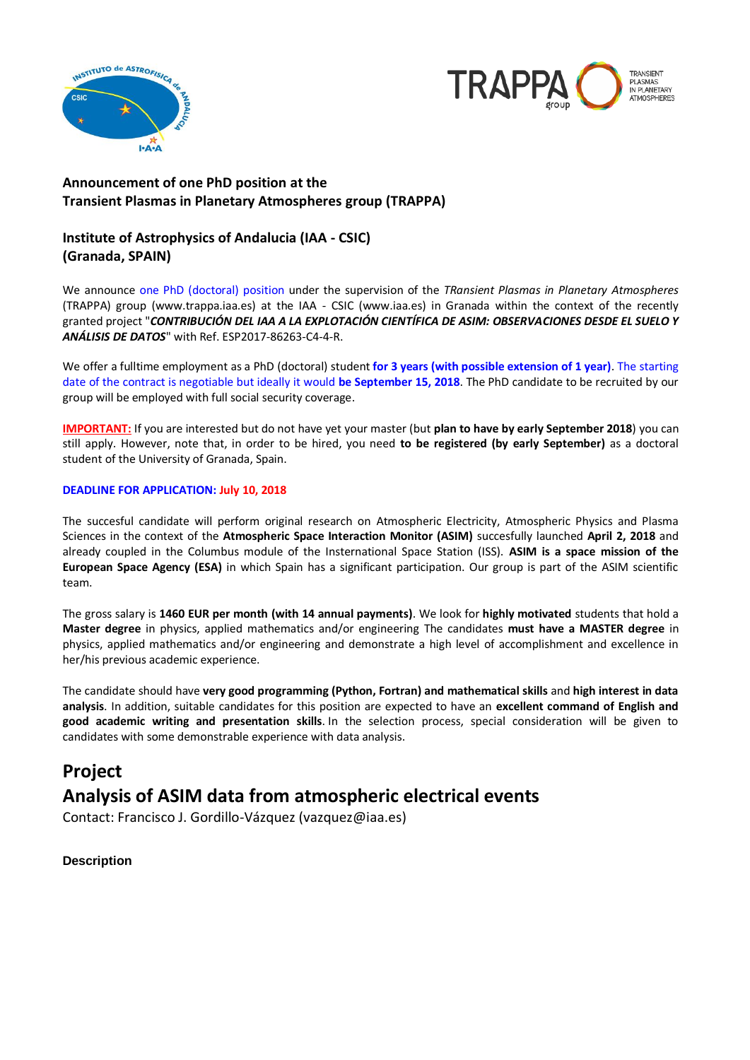**Announcement of one PhD position at the**
**Transient Plasmas in Planetary Atmospheres group (TRAPPA)**

**Institute of Astrophysics of Andalucia (IAA - CSIC)**
**(Granada, SPAIN)**

We announce one PhD (doctoral) position under the supervision of the *TRansient Plasmas in Planetary Atmospheres* (TRAPPA) group (www.trappa.iaa.es) at the IAA - CSIC (www.iaa.es) in Granada within the context of the recently granted project "***CONTRIBUCIÓN DEL IAA A LA EXPLOTACIÓN CIENTÍFICA DE ASIM: OBSERVACIONES DESDE EL SUELO Y ANÁLISIS DE DATOS***" with Ref. ESP2017-86263-C4-4-R.

We offer a fulltime employment as a PhD (doctoral) student **for 3 years (with possible extension of 1 year)**. The starting date of the contract is negotiable but ideally it would **be September 15, 2018**. The PhD candidate to be recruited by our group will be employed with full social security coverage.

**IMPORTANT:** If you are interested but do not have yet your master (but **plan to have by early September 2018**) you can still apply. However, note that, in order to be hired, you need **to be registered (by early September)** as a doctoral student of the University of Granada, Spain.

**DEADLINE FOR APPLICATION: July 10, 2018**

The succesful candidate will perform original research on Atmospheric Electricity, Atmospheric Physics and Plasma Sciences in the context of the **Atmospheric Space Interaction Monitor (ASIM)** succesfully launched **April 2, 2018** and already coupled in the Columbus module of the Internationsl Space Station (ISS). **ASIM is a space mission of the European Space Agency (ESA)** in which Spain has a significant participation. Our group is part of the ASIM scientific team.

The gross salary is **1460 EUR per month (with 14 annual payments)**. We look for **highly motivated** students that hold a **Master degree** in physics, applied mathematics and/or engineering The candidates **must have a MASTER degree** in physics, applied mathematics and/or engineering and demonstrate a high level of accomplishment and excellence in her/his previous academic experience.

The candidate should have **very good programming (Python, Fortran) and mathematical skills** and **high interest in data analysis**. In addition, suitable candidates for this position are expected to have an **excellent command of English and good academic writing and presentation skills**. In the selection process, special consideration will be given to candidates with some demonstrable experience with data analysis.

## Project

## Analysis of ASIM data from atmospheric electrical events

Contact: Francisco J. Gordillo-Vázquez (vazquez@iaa.es)

### Description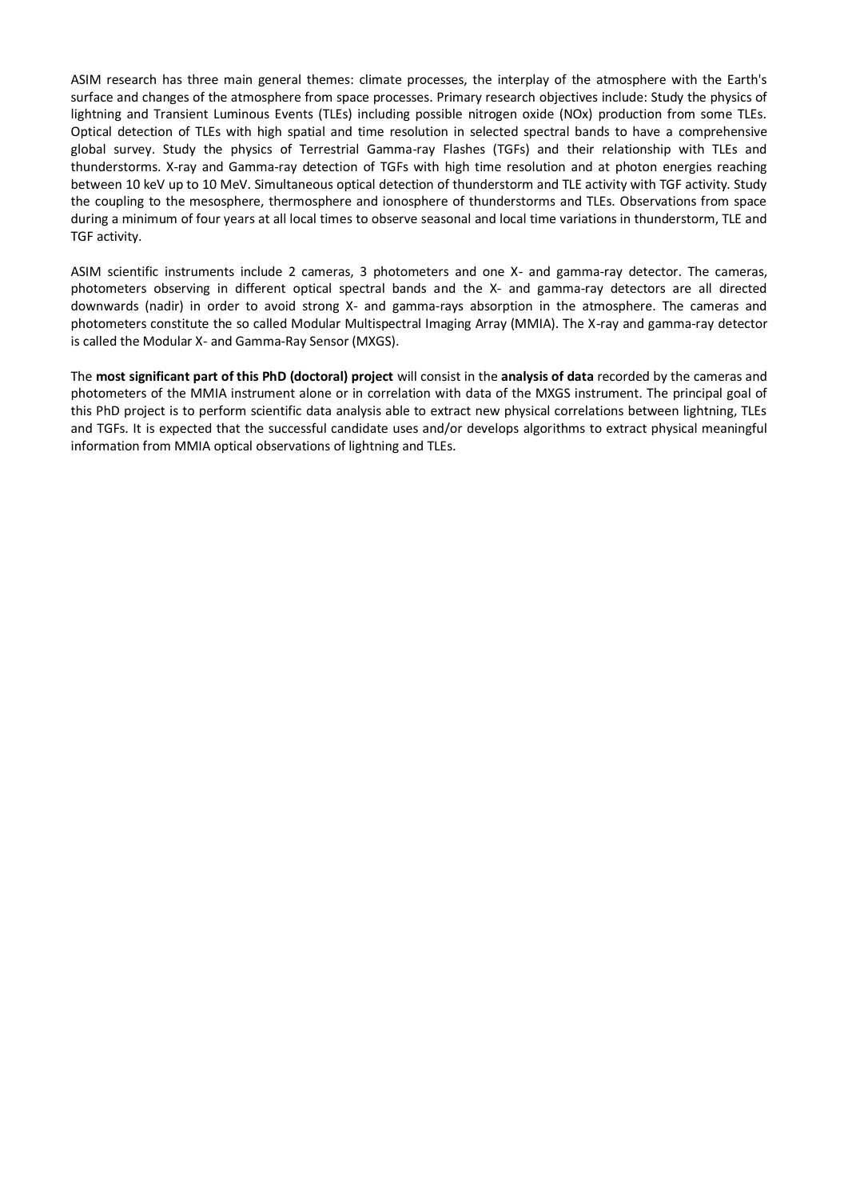ASIM research has three main general themes: climate processes, the interplay of the atmosphere with the Earth's surface and changes of the atmosphere from space processes. Primary research objectives include: Study the physics of lightning and Transient Luminous Events (TLEs) including possible nitrogen oxide (NOx) production from some TLEs. Optical detection of TLEs with high spatial and time resolution in selected spectral bands to have a comprehensive global survey. Study the physics of Terrestrial Gamma-ray Flashes (TGFs) and their relationship with TLEs and thunderstorms. X-ray and Gamma-ray detection of TGFs with high time resolution and at photon energies reaching between 10 keV up to 10 MeV. Simultaneous optical detection of thunderstorm and TLE activity with TGF activity. Study the coupling to the mesosphere, thermosphere and ionosphere of thunderstorms and TLEs. Observations from space during a minimum of four years at all local times to observe seasonal and local time variations in thunderstorm, TLE and TGF activity.

ASIM scientific instruments include 2 cameras, 3 photometers and one X- and gamma-ray detector. The cameras, photometers observing in different optical spectral bands and the X- and gamma-ray detectors are all directed downwards (nadir) in order to avoid strong X- and gamma-rays absorption in the atmosphere. The cameras and photometers constitute the so called Modular Multispectral Imaging Array (MMIA). The X-ray and gamma-ray detector is called the Modular X- and Gamma-Ray Sensor (MXGS).

The **most significant part of this PhD (doctoral) project** will consist in the **analysis of data** recorded by the cameras and photometers of the MMIA instrument alone or in correlation with data of the MXGS instrument. The principal goal of this PhD project is to perform scientific data analysis able to extract new physical correlations between lightning, TLEs and TGFs. It is expected that the successful candidate uses and/or develops algorithms to extract physical meaningful information from MMIA optical observations of lightning and TLEs.